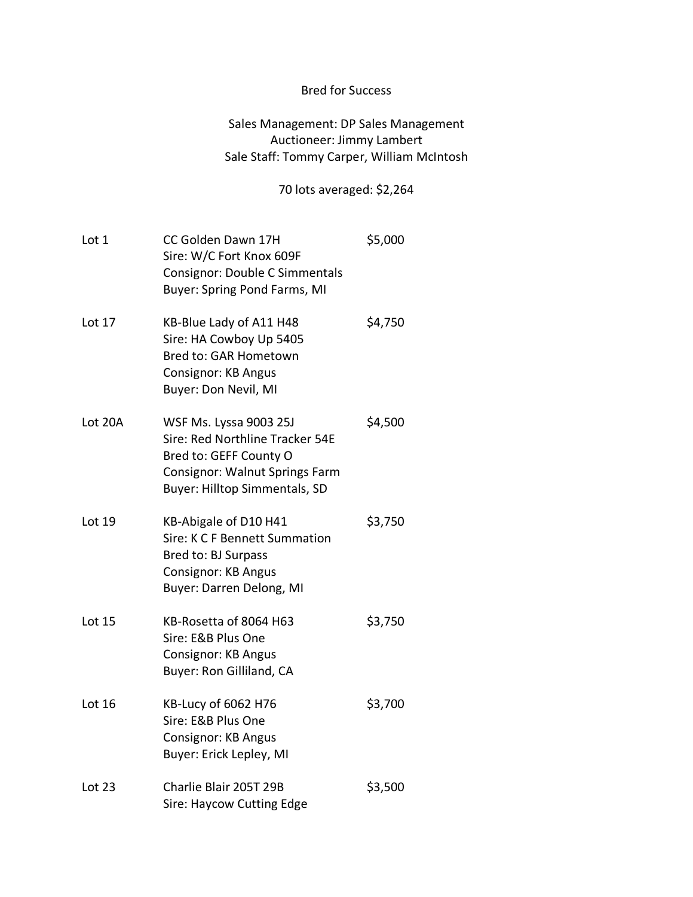# Bred for Success

Sales Management: DP Sales Management
Auctioneer: Jimmy Lambert
Sale Staff: Tommy Carper, William McIntosh

70 lots averaged: $2,264

Lot 1 — CC Golden Dawn 17H — $5,000
Sire: W/C Fort Knox 609F
Consignor: Double C Simmentals
Buyer: Spring Pond Farms, MI

Lot 17 — KB-Blue Lady of A11 H48 — $4,750
Sire: HA Cowboy Up 5405
Bred to: GAR Hometown
Consignor: KB Angus
Buyer: Don Nevil, MI

Lot 20A — WSF Ms. Lyssa 9003 25J — $4,500
Sire: Red Northline Tracker 54E
Bred to: GEFF County O
Consignor: Walnut Springs Farm
Buyer: Hilltop Simmentals, SD

Lot 19 — KB-Abigale of D10 H41 — $3,750
Sire: K C F Bennett Summation
Bred to: BJ Surpass
Consignor: KB Angus
Buyer: Darren Delong, MI

Lot 15 — KB-Rosetta of 8064 H63 — $3,750
Sire: E&B Plus One
Consignor: KB Angus
Buyer: Ron Gilliland, CA

Lot 16 — KB-Lucy of 6062 H76 — $3,700
Sire: E&B Plus One
Consignor: KB Angus
Buyer: Erick Lepley, MI

Lot 23 — Charlie Blair 205T 29B — $3,500
Sire: Haycow Cutting Edge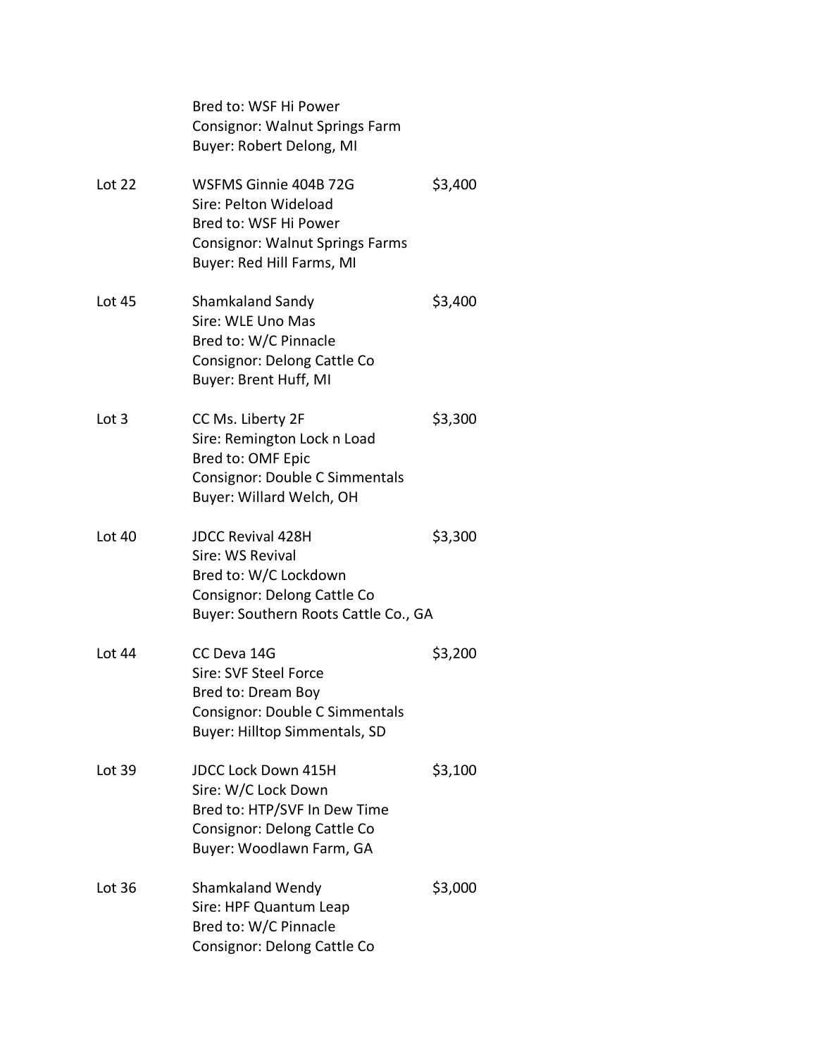Bred to: WSF Hi Power
Consignor: Walnut Springs Farm
Buyer: Robert Delong, MI

Lot 22 — WSFMS Ginnie 404B 72G — $3,400
Sire: Pelton Wideload
Bred to: WSF Hi Power
Consignor: Walnut Springs Farms
Buyer: Red Hill Farms, MI

Lot 45 — Shamkaland Sandy — $3,400
Sire: WLE Uno Mas
Bred to: W/C Pinnacle
Consignor: Delong Cattle Co
Buyer: Brent Huff, MI

Lot 3 — CC Ms. Liberty 2F — $3,300
Sire: Remington Lock n Load
Bred to: OMF Epic
Consignor: Double C Simmentals
Buyer: Willard Welch, OH

Lot 40 — JDCC Revival 428H — $3,300
Sire: WS Revival
Bred to: W/C Lockdown
Consignor: Delong Cattle Co
Buyer: Southern Roots Cattle Co., GA

Lot 44 — CC Deva 14G — $3,200
Sire: SVF Steel Force
Bred to: Dream Boy
Consignor: Double C Simmentals
Buyer: Hilltop Simmentals, SD

Lot 39 — JDCC Lock Down 415H — $3,100
Sire: W/C Lock Down
Bred to: HTP/SVF In Dew Time
Consignor: Delong Cattle Co
Buyer: Woodlawn Farm, GA

Lot 36 — Shamkaland Wendy — $3,000
Sire: HPF Quantum Leap
Bred to: W/C Pinnacle
Consignor: Delong Cattle Co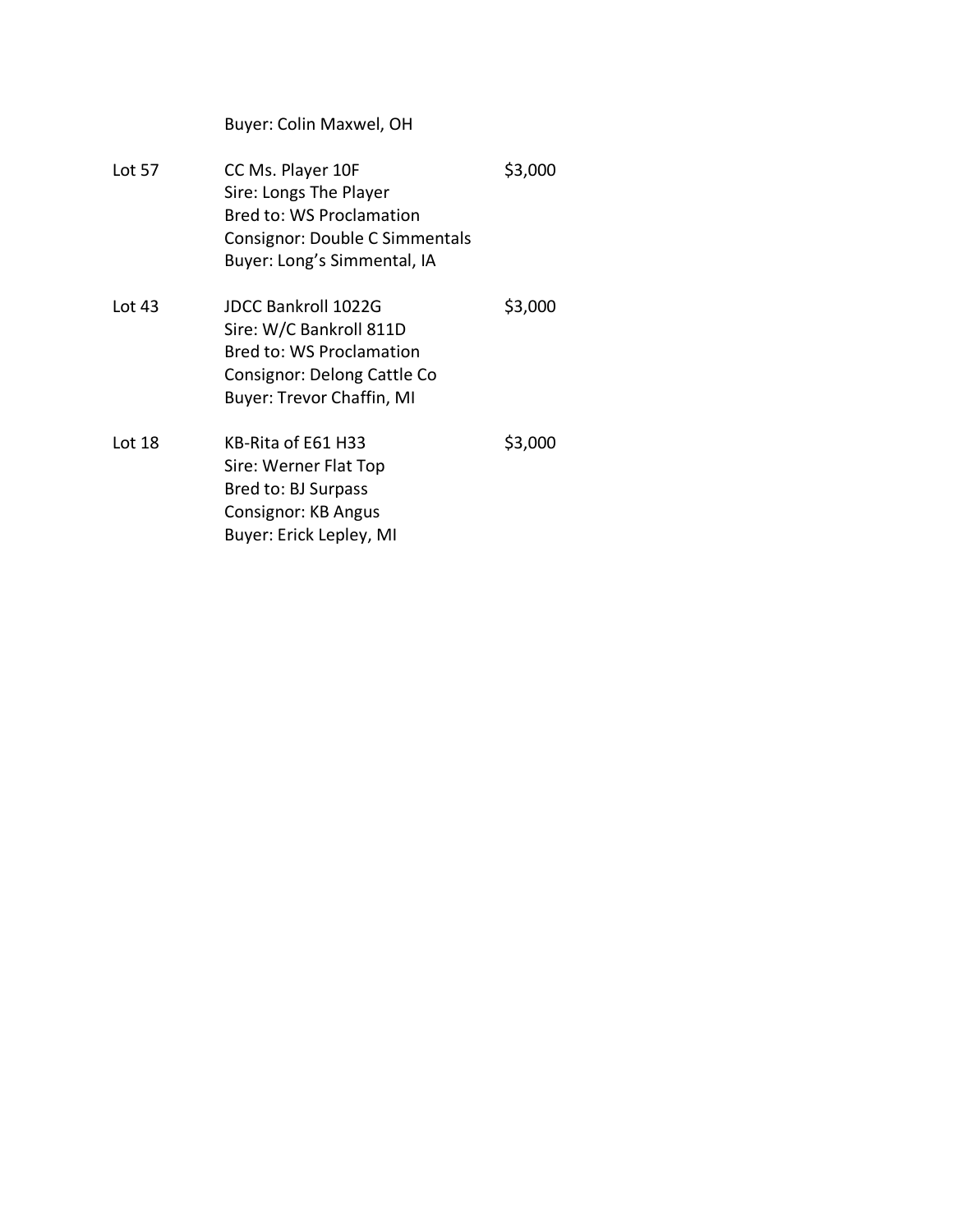Buyer: Colin Maxwel, OH

| | | |
|---|---|---|
| Lot 57 | CC Ms. Player 10F<br>Sire: Longs The Player<br>Bred to: WS Proclamation<br>Consignor: Double C Simmentals<br>Buyer: Long's Simmental, IA | $3,000 |
| Lot 43 | JDCC Bankroll 1022G<br>Sire: W/C Bankroll 811D<br>Bred to: WS Proclamation<br>Consignor: Delong Cattle Co<br>Buyer: Trevor Chaffin, MI | $3,000 |
| Lot 18 | KB-Rita of E61 H33<br>Sire: Werner Flat Top<br>Bred to: BJ Surpass<br>Consignor: KB Angus<br>Buyer: Erick Lepley, MI | $3,000 |